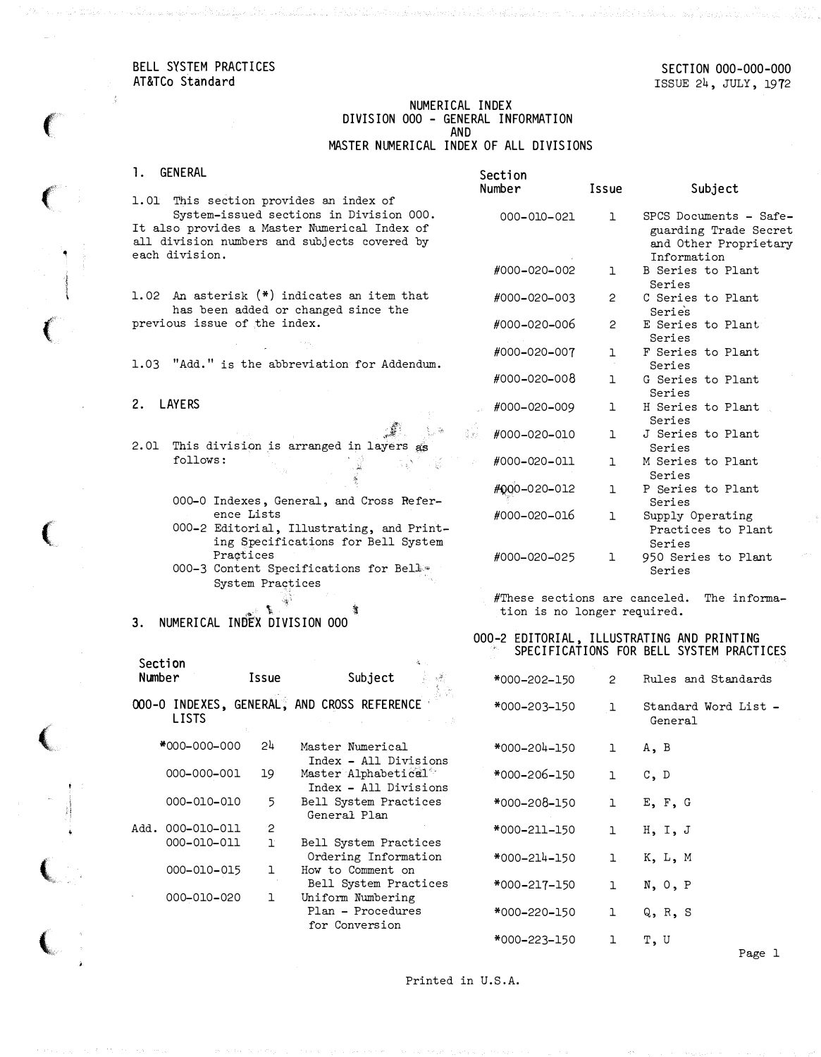BELL SYSTEM PRACTICES
AT&TCo Standard

SECTION 000-000-000
ISSUE 24, JULY, 1972

# NUMERICAL INDEX
# DIVISION 000 - GENERAL INFORMATION
# AND
# MASTER NUMERICAL INDEX OF ALL DIVISIONS

## 1. GENERAL

1.01 This section provides an index of System-issued sections in Division 000. It also provides a Master Numerical Index of all division numbers and subjects covered by each division.

1.02 An asterisk (*) indicates an item that has been added or changed since the previous issue of the index.

1.03 "Add." is the abbreviation for Addendum.

## 2. LAYERS

2.01 This division is arranged in layers as follows:

- 000-0 Indexes, General, and Cross Reference Lists
- 000-2 Editorial, Illustrating, and Printing Specifications for Bell System Practices
- 000-3 Content Specifications for Bell System Practices

## 3. NUMERICAL INDEX DIVISION 000

| Section Number | Issue | Subject |
|---|---|---|
| **000-0 INDEXES, GENERAL, AND CROSS REFERENCE LISTS** | | |
| *000-000-000 | 24 | Master Numerical Index - All Divisions |
| 000-000-001 | 19 | Master Alphabetical Index - All Divisions |
| 000-010-010 | 5 | Bell System Practices General Plan |
| Add. 000-010-011 | 2 | |
| 000-010-011 | 1 | Bell System Practices Ordering Information |
| 000-010-015 | 1 | How to Comment on Bell System Practices |
| 000-010-020 | 1 | Uniform Numbering Plan - Procedures for Conversion |
| 000-010-021 | 1 | SPCS Documents - Safeguarding Trade Secret and Other Proprietary Information |
| #000-020-002 | 1 | B Series to Plant Series |
| #000-020-003 | 2 | C Series to Plant Series |
| #000-020-006 | 2 | E Series to Plant Series |
| #000-020-007 | 1 | F Series to Plant Series |
| #000-020-008 | 1 | G Series to Plant Series |
| #000-020-009 | 1 | H Series to Plant Series |
| #000-020-010 | 1 | J Series to Plant Series |
| #000-020-011 | 1 | M Series to Plant Series |
| #000-020-012 | 1 | P Series to Plant Series |
| #000-020-016 | 1 | Supply Operating Practices to Plant Series |
| #000-020-025 | 1 | 950 Series to Plant Series |

#These sections are canceled. The information is no longer required.

| Section Number | Issue | Subject |
|---|---|---|
| **000-2 EDITORIAL, ILLUSTRATING AND PRINTING SPECIFICATIONS FOR BELL SYSTEM PRACTICES** | | |
| *000-202-150 | 2 | Rules and Standards |
| *000-203-150 | 1 | Standard Word List - General |
| *000-204-150 | 1 | A, B |
| *000-206-150 | 1 | C, D |
| *000-208-150 | 1 | E, F, G |
| *000-211-150 | 1 | H, I, J |
| *000-214-150 | 1 | K, L, M |
| *000-217-150 | 1 | N, O, P |
| *000-220-150 | 1 | Q, R, S |
| *000-223-150 | 1 | T, U |

Printed in U.S.A.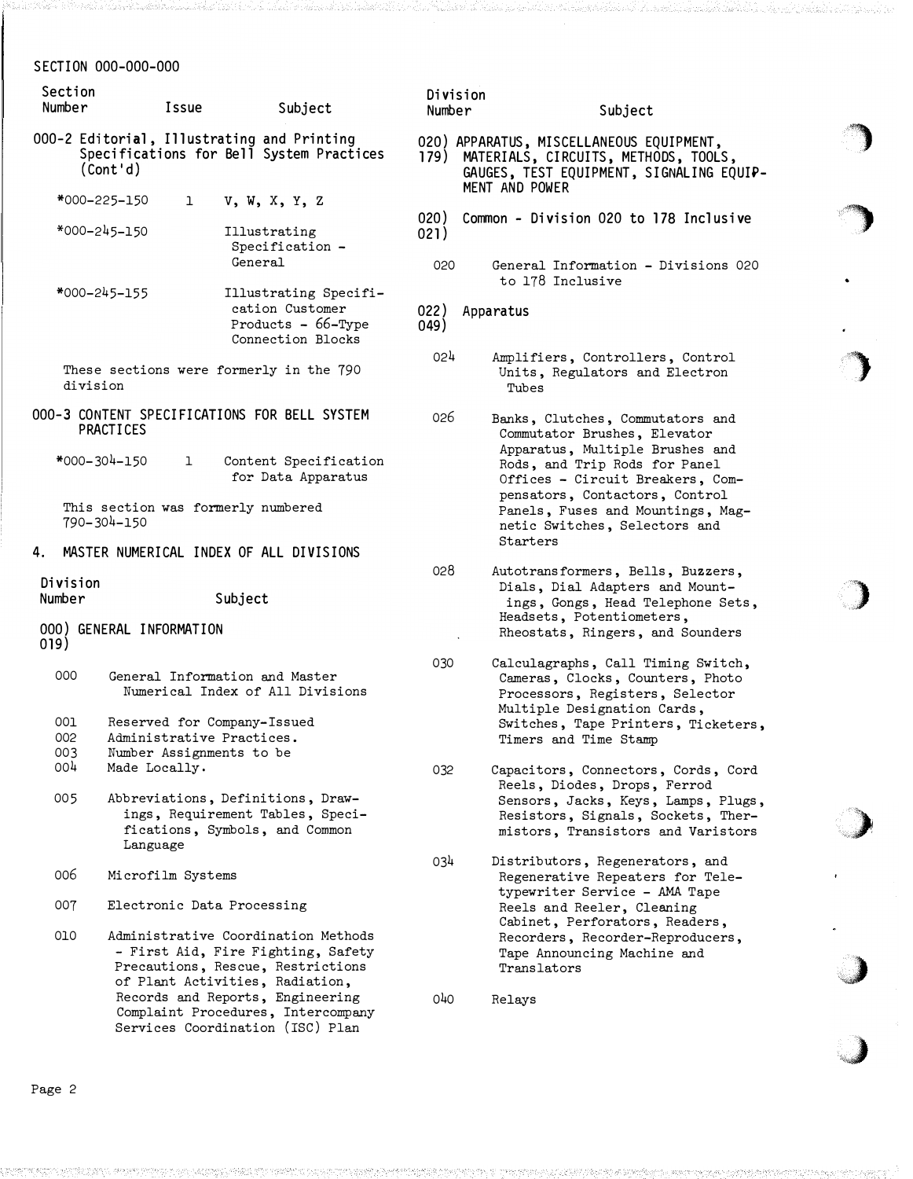SECTION 000-000-000

| Section Number | Issue | Subject |
|---|---|---|

000-2 Editorial, Illustrating and Printing Specifications for Bell System Practices (Cont'd)

| Section Number | Issue | Subject |
|---|---|---|
| *000-225-150 | 1 | V, W, X, Y, Z |
| *000-245-150 | | Illustrating Specification - General |
| *000-245-155 | | Illustrating Specification Customer Products - 66-Type Connection Blocks |

These sections were formerly in the 790 division

000-3 CONTENT SPECIFICATIONS FOR BELL SYSTEM PRACTICES

| Section Number | Issue | Subject |
|---|---|---|
| *000-304-150 | 1 | Content Specification for Data Apparatus |

This section was formerly numbered 790-304-150

## 4. MASTER NUMERICAL INDEX OF ALL DIVISIONS

| Division Number | Subject |
|---|---|
| 000) 019) | GENERAL INFORMATION |
| 000 | General Information and Master Numerical Index of All Divisions |
| 001 002 003 004 | Reserved for Company-Issued Administrative Practices. Number Assignments to be Made Locally. |
| 005 | Abbreviations, Definitions, Drawings, Requirement Tables, Specifications, Symbols, and Common Language |
| 006 | Microfilm Systems |
| 007 | Electronic Data Processing |
| 010 | Administrative Coordination Methods - First Aid, Fire Fighting, Safety Precautions, Rescue, Restrictions of Plant Activities, Radiation, Records and Reports, Engineering Complaint Procedures, Intercompany Services Coordination (ISC) Plan |
| 020) 179) | APPARATUS, MISCELLANEOUS EQUIPMENT, MATERIALS, CIRCUITS, METHODS, TOOLS, GAUGES, TEST EQUIPMENT, SIGNALING EQUIPMENT AND POWER |
| 020) 021) | Common - Division 020 to 178 Inclusive |
| 020 | General Information - Divisions 020 to 178 Inclusive |
| 022) 049) | Apparatus |
| 024 | Amplifiers, Controllers, Control Units, Regulators and Electron Tubes |
| 026 | Banks, Clutches, Commutators and Commutator Brushes, Elevator Apparatus, Multiple Brushes and Rods, and Trip Rods for Panel Offices - Circuit Breakers, Compensators, Contactors, Control Panels, Fuses and Mountings, Magnetic Switches, Selectors and Starters |
| 028 | Autotransformers, Bells, Buzzers, Dials, Dial Adapters and Mountings, Gongs, Head Telephone Sets, Headsets, Potentiometers, Rheostats, Ringers, and Sounders |
| 030 | Calculagraphs, Call Timing Switch, Cameras, Clocks, Counters, Photo Processors, Registers, Selector Multiple Designation Cards, Switches, Tape Printers, Ticketers, Timers and Time Stamp |
| 032 | Capacitors, Connectors, Cords, Cord Reels, Diodes, Drops, Ferrod Sensors, Jacks, Keys, Lamps, Plugs, Resistors, Signals, Sockets, Thermistors, Transistors and Varistors |
| 034 | Distributors, Regenerators, and Regenerative Repeaters for Teletypewriter Service - AMA Tape Reels and Reeler, Cleaning Cabinet, Perforators, Readers, Recorders, Recorder-Reproducers, Tape Announcing Machine and Translators |
| 040 | Relays |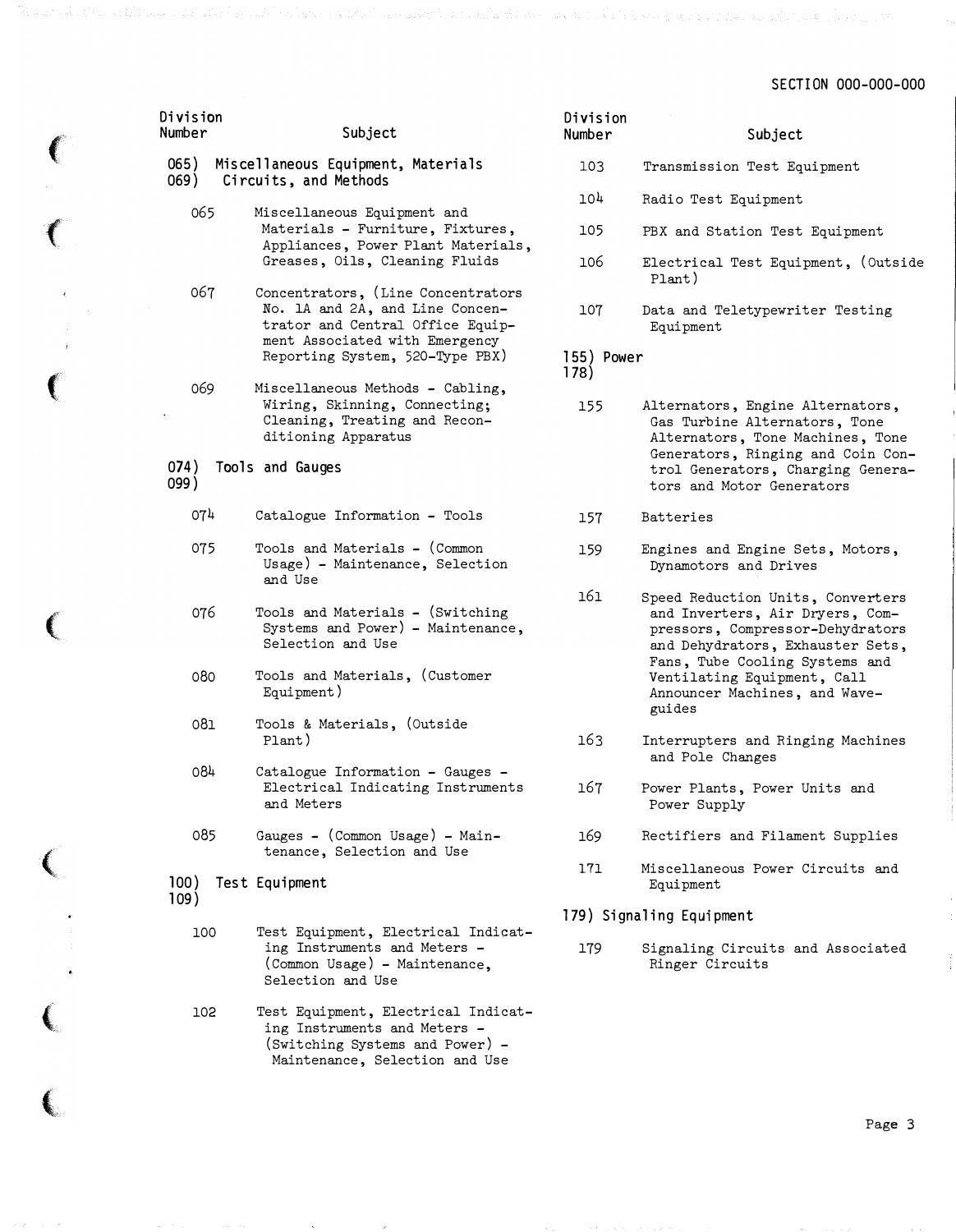| Division Number | Subject |
|---|---|
| **065)<br>069)** | **Miscellaneous Equipment, Materials Circuits, and Methods** |
| 065 | Miscellaneous Equipment and Materials - Furniture, Fixtures, Appliances, Power Plant Materials, Greases, Oils, Cleaning Fluids |
| 067 | Concentrators, (Line Concentrators No. 1A and 2A, and Line Concentrator and Central Office Equipment Associated with Emergency Reporting System, 520-Type PBX) |
| 069 | Miscellaneous Methods - Cabling, Wiring, Skinning, Connecting; Cleaning, Treating and Reconditioning Apparatus |
| **074)<br>099)** | **Tools and Gauges** |
| 074 | Catalogue Information - Tools |
| 075 | Tools and Materials - (Common Usage) - Maintenance, Selection and Use |
| 076 | Tools and Materials - (Switching Systems and Power) - Maintenance, Selection and Use |
| 080 | Tools and Materials, (Customer Equipment) |
| 081 | Tools & Materials, (Outside Plant) |
| 084 | Catalogue Information - Gauges - Electrical Indicating Instruments and Meters |
| 085 | Gauges - (Common Usage) - Maintenance, Selection and Use |
| **100)<br>109)** | **Test Equipment** |
| 100 | Test Equipment, Electrical Indicating Instruments and Meters - (Common Usage) - Maintenance, Selection and Use |
| 102 | Test Equipment, Electrical Indicating Instruments and Meters - (Switching Systems and Power) - Maintenance, Selection and Use |
| 103 | Transmission Test Equipment |
| 104 | Radio Test Equipment |
| 105 | PBX and Station Test Equipment |
| 106 | Electrical Test Equipment, (Outside Plant) |
| 107 | Data and Teletypewriter Testing Equipment |
| **155)<br>178)** | **Power** |
| 155 | Alternators, Engine Alternators, Gas Turbine Alternators, Tone Alternators, Tone Machines, Tone Generators, Ringing and Coin Control Generators, Charging Generators and Motor Generators |
| 157 | Batteries |
| 159 | Engines and Engine Sets, Motors, Dynamotors and Drives |
| 161 | Speed Reduction Units, Converters and Inverters, Air Dryers, Compressors, Compressor-Dehydrators and Dehydrators, Exhauster Sets, Fans, Tube Cooling Systems and Ventilating Equipment, Call Announcer Machines, and Waveguides |
| 163 | Interrupters and Ringing Machines and Pole Changes |
| 167 | Power Plants, Power Units and Power Supply |
| 169 | Rectifiers and Filament Supplies |
| 171 | Miscellaneous Power Circuits and Equipment |
| **179)** | **Signaling Equipment** |
| 179 | Signaling Circuits and Associated Ringer Circuits |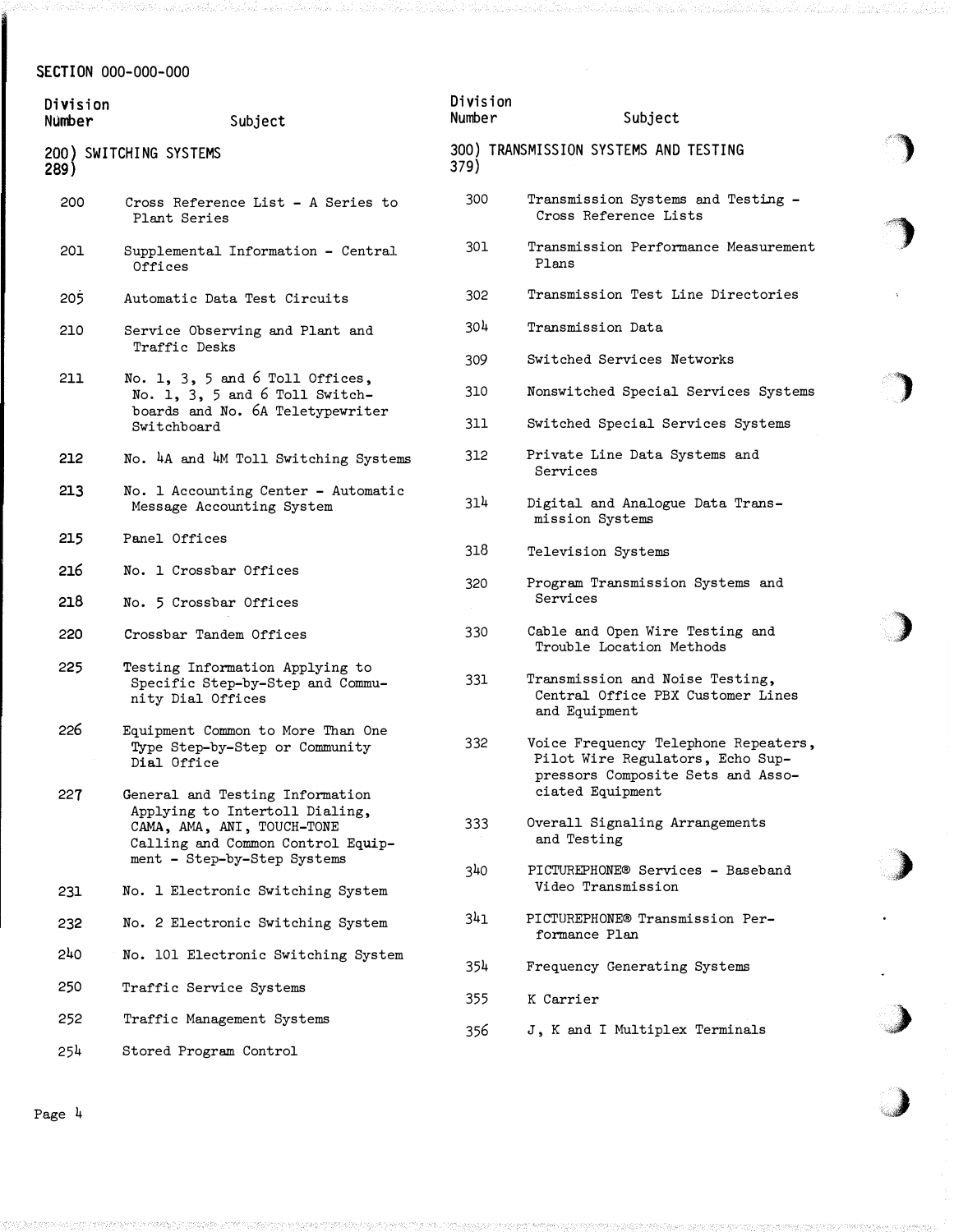SECTION 000-000-000

| Division Number | Subject |
|---|---|
| **200) 289)** | **SWITCHING SYSTEMS** |
| 200 | Cross Reference List - A Series to Plant Series |
| 201 | Supplemental Information - Central Offices |
| 205 | Automatic Data Test Circuits |
| 210 | Service Observing and Plant and Traffic Desks |
| 211 | No. 1, 3, 5 and 6 Toll Offices, No. 1, 3, 5 and 6 Toll Switchboards and No. 6A Teletypewriter Switchboard |
| 212 | No. 4A and 4M Toll Switching Systems |
| 213 | No. 1 Accounting Center - Automatic Message Accounting System |
| 215 | Panel Offices |
| 216 | No. 1 Crossbar Offices |
| 218 | No. 5 Crossbar Offices |
| 220 | Crossbar Tandem Offices |
| 225 | Testing Information Applying to Specific Step-by-Step and Community Dial Offices |
| 226 | Equipment Common to More Than One Type Step-by-Step or Community Dial Office |
| 227 | General and Testing Information Applying to Intertoll Dialing, CAMA, AMA, ANI, TOUCH-TONE Calling and Common Control Equipment - Step-by-Step Systems |
| 231 | No. 1 Electronic Switching System |
| 232 | No. 2 Electronic Switching System |
| 240 | No. 101 Electronic Switching System |
| 250 | Traffic Service Systems |
| 252 | Traffic Management Systems |
| 254 | Stored Program Control |

| Division Number | Subject |
|---|---|
| **300) 379)** | **TRANSMISSION SYSTEMS AND TESTING** |
| 300 | Transmission Systems and Testing - Cross Reference Lists |
| 301 | Transmission Performance Measurement Plans |
| 302 | Transmission Test Line Directories |
| 304 | Transmission Data |
| 309 | Switched Services Networks |
| 310 | Nonswitched Special Services Systems |
| 311 | Switched Special Services Systems |
| 312 | Private Line Data Systems and Services |
| 314 | Digital and Analogue Data Transmission Systems |
| 318 | Television Systems |
| 320 | Program Transmission Systems and Services |
| 330 | Cable and Open Wire Testing and Trouble Location Methods |
| 331 | Transmission and Noise Testing, Central Office PBX Customer Lines and Equipment |
| 332 | Voice Frequency Telephone Repeaters, Pilot Wire Regulators, Echo Suppressors Composite Sets and Associated Equipment |
| 333 | Overall Signaling Arrangements and Testing |
| 340 | PICTUREPHONE® Services - Baseband Video Transmission |
| 341 | PICTUREPHONE® Transmission Performance Plan |
| 354 | Frequency Generating Systems |
| 355 | K Carrier |
| 356 | J, K and I Multiplex Terminals |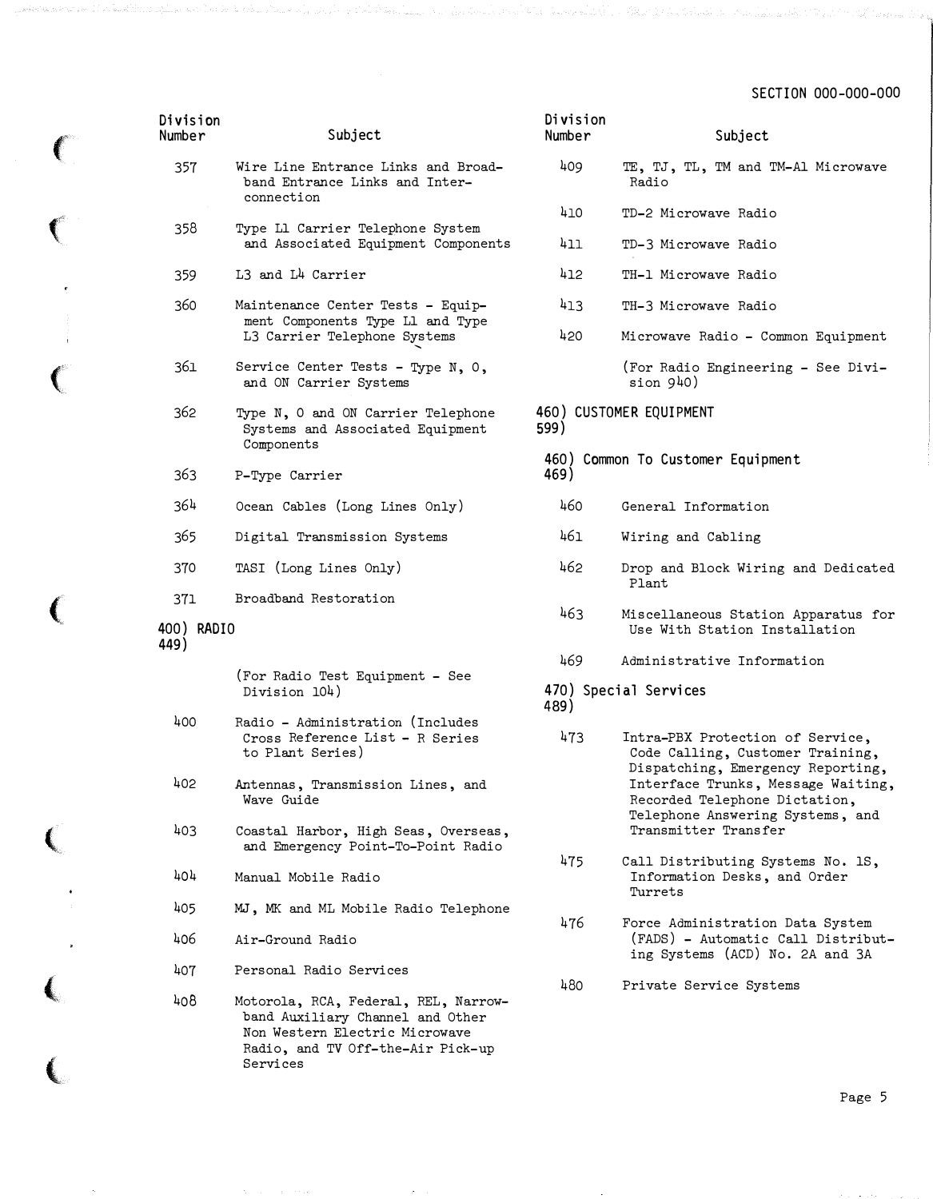| Division Number | Subject |
|---|---|
| 357 | Wire Line Entrance Links and Broadband Entrance Links and Interconnection |
| 358 | Type L1 Carrier Telephone System and Associated Equipment Components |
| 359 | L3 and L4 Carrier |
| 360 | Maintenance Center Tests - Equipment Components Type L1 and Type L3 Carrier Telephone Systems |
| 361 | Service Center Tests - Type N, O, and ON Carrier Systems |
| 362 | Type N, O and ON Carrier Telephone Systems and Associated Equipment Components |
| 363 | P-Type Carrier |
| 364 | Ocean Cables (Long Lines Only) |
| 365 | Digital Transmission Systems |
| 370 | TASI (Long Lines Only) |
| 371 | Broadband Restoration |

**400) RADIO**
**449)**

| Division Number | Subject |
|---|---|
| | (For Radio Test Equipment - See Division 104) |
| 400 | Radio - Administration (Includes Cross Reference List - R Series to Plant Series) |
| 402 | Antennas, Transmission Lines, and Wave Guide |
| 403 | Coastal Harbor, High Seas, Overseas, and Emergency Point-To-Point Radio |
| 404 | Manual Mobile Radio |
| 405 | MJ, MK and ML Mobile Radio Telephone |
| 406 | Air-Ground Radio |
| 407 | Personal Radio Services |
| 408 | Motorola, RCA, Federal, REL, Narrowband Auxiliary Channel and Other Non Western Electric Microwave Radio, and TV Off-the-Air Pick-up Services |
| 409 | TE, TJ, TL, TM and TM-A1 Microwave Radio |
| 410 | TD-2 Microwave Radio |
| 411 | TD-3 Microwave Radio |
| 412 | TH-1 Microwave Radio |
| 413 | TH-3 Microwave Radio |
| 420 | Microwave Radio - Common Equipment |
| | (For Radio Engineering - See Division 940) |

**460) CUSTOMER EQUIPMENT**
**599)**

**460) Common To Customer Equipment**
**469)**

| Division Number | Subject |
|---|---|
| 460 | General Information |
| 461 | Wiring and Cabling |
| 462 | Drop and Block Wiring and Dedicated Plant |
| 463 | Miscellaneous Station Apparatus for Use With Station Installation |
| 469 | Administrative Information |

**470) Special Services**
**489)**

| Division Number | Subject |
|---|---|
| 473 | Intra-PBX Protection of Service, Code Calling, Customer Training, Dispatching, Emergency Reporting, Interface Trunks, Message Waiting, Recorded Telephone Dictation, Telephone Answering Systems, and Transmitter Transfer |
| 475 | Call Distributing Systems No. 1S, Information Desks, and Order Turrets |
| 476 | Force Administration Data System (FADS) - Automatic Call Distributing Systems (ACD) No. 2A and 3A |
| 480 | Private Service Systems |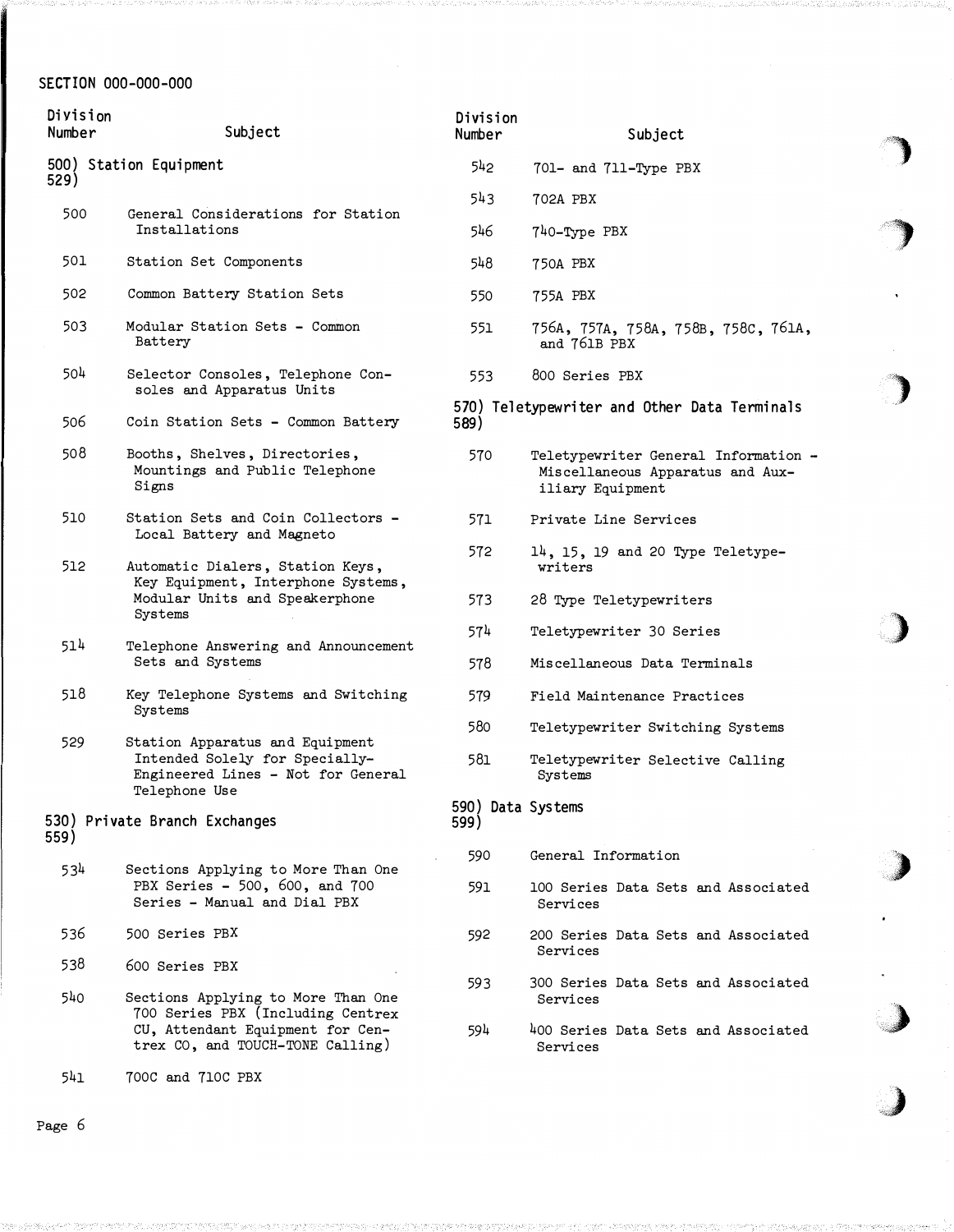SECTION 000-000-000

| Division Number | Subject |
|---|---|
| **500) 529)** | **Station Equipment** |
| 500 | General Considerations for Station Installations |
| 501 | Station Set Components |
| 502 | Common Battery Station Sets |
| 503 | Modular Station Sets - Common Battery |
| 504 | Selector Consoles, Telephone Consoles and Apparatus Units |
| 506 | Coin Station Sets - Common Battery |
| 508 | Booths, Shelves, Directories, Mountings and Public Telephone Signs |
| 510 | Station Sets and Coin Collectors - Local Battery and Magneto |
| 512 | Automatic Dialers, Station Keys, Key Equipment, Interphone Systems, Modular Units and Speakerphone Systems |
| 514 | Telephone Answering and Announcement Sets and Systems |
| 518 | Key Telephone Systems and Switching Systems |
| 529 | Station Apparatus and Equipment Intended Solely for Specially-Engineered Lines - Not for General Telephone Use |
| **530) 559)** | **Private Branch Exchanges** |
| 534 | Sections Applying to More Than One PBX Series - 500, 600, and 700 Series - Manual and Dial PBX |
| 536 | 500 Series PBX |
| 538 | 600 Series PBX |
| 540 | Sections Applying to More Than One 700 Series PBX (Including Centrex CU, Attendant Equipment for Centrex CO, and TOUCH-TONE Calling) |
| 541 | 700C and 710C PBX |
| 542 | 701- and 711-Type PBX |
| 543 | 702A PBX |
| 546 | 740-Type PBX |
| 548 | 750A PBX |
| 550 | 755A PBX |
| 551 | 756A, 757A, 758A, 758B, 758C, 761A, and 761B PBX |
| 553 | 800 Series PBX |
| **570) 589)** | **Teletypewriter and Other Data Terminals** |
| 570 | Teletypewriter General Information - Miscellaneous Apparatus and Auxiliary Equipment |
| 571 | Private Line Services |
| 572 | 14, 15, 19 and 20 Type Teletypewriters |
| 573 | 28 Type Teletypewriters |
| 574 | Teletypewriter 30 Series |
| 578 | Miscellaneous Data Terminals |
| 579 | Field Maintenance Practices |
| 580 | Teletypewriter Switching Systems |
| 581 | Teletypewriter Selective Calling Systems |
| **590) 599)** | **Data Systems** |
| 590 | General Information |
| 591 | 100 Series Data Sets and Associated Services |
| 592 | 200 Series Data Sets and Associated Services |
| 593 | 300 Series Data Sets and Associated Services |
| 594 | 400 Series Data Sets and Associated Services |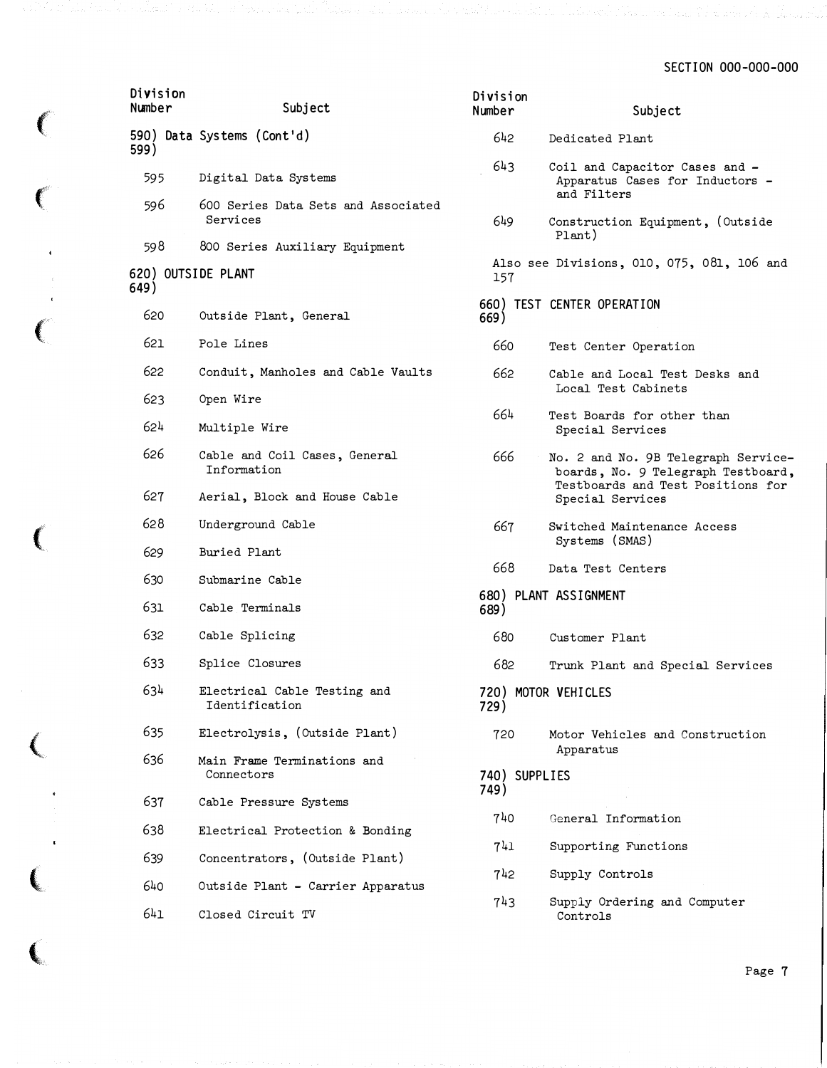| Division Number | Subject |
|---|---|
| **590) 599)** | **Data Systems (Cont'd)** |
| 595 | Digital Data Systems |
| 596 | 600 Series Data Sets and Associated Services |
| 598 | 800 Series Auxiliary Equipment |
| **620) 649)** | **OUTSIDE PLANT** |
| 620 | Outside Plant, General |
| 621 | Pole Lines |
| 622 | Conduit, Manholes and Cable Vaults |
| 623 | Open Wire |
| 624 | Multiple Wire |
| 626 | Cable and Coil Cases, General Information |
| 627 | Aerial, Block and House Cable |
| 628 | Underground Cable |
| 629 | Buried Plant |
| 630 | Submarine Cable |
| 631 | Cable Terminals |
| 632 | Cable Splicing |
| 633 | Splice Closures |
| 634 | Electrical Cable Testing and Identification |
| 635 | Electrolysis, (Outside Plant) |
| 636 | Main Frame Terminations and Connectors |
| 637 | Cable Pressure Systems |
| 638 | Electrical Protection & Bonding |
| 639 | Concentrators, (Outside Plant) |
| 640 | Outside Plant - Carrier Apparatus |
| 641 | Closed Circuit TV |
| 642 | Dedicated Plant |
| 643 | Coil and Capacitor Cases and - Apparatus Cases for Inductors - and Filters |
| 649 | Construction Equipment, (Outside Plant) |

Also see Divisions, 010, 075, 081, 106 and 157

| Division Number | Subject |
|---|---|
| **660) 669)** | **TEST CENTER OPERATION** |
| 660 | Test Center Operation |
| 662 | Cable and Local Test Desks and Local Test Cabinets |
| 664 | Test Boards for other than Special Services |
| 666 | No. 2 and No. 9B Telegraph Serviceboards, No. 9 Telegraph Testboard, Testboards and Test Positions for Special Services |
| 667 | Switched Maintenance Access Systems (SMAS) |
| 668 | Data Test Centers |
| **680) 689)** | **PLANT ASSIGNMENT** |
| 680 | Customer Plant |
| 682 | Trunk Plant and Special Services |
| **720) 729)** | **MOTOR VEHICLES** |
| 720 | Motor Vehicles and Construction Apparatus |
| **740) 749)** | **SUPPLIES** |
| 740 | General Information |
| 741 | Supporting Functions |
| 742 | Supply Controls |
| 743 | Supply Ordering and Computer Controls |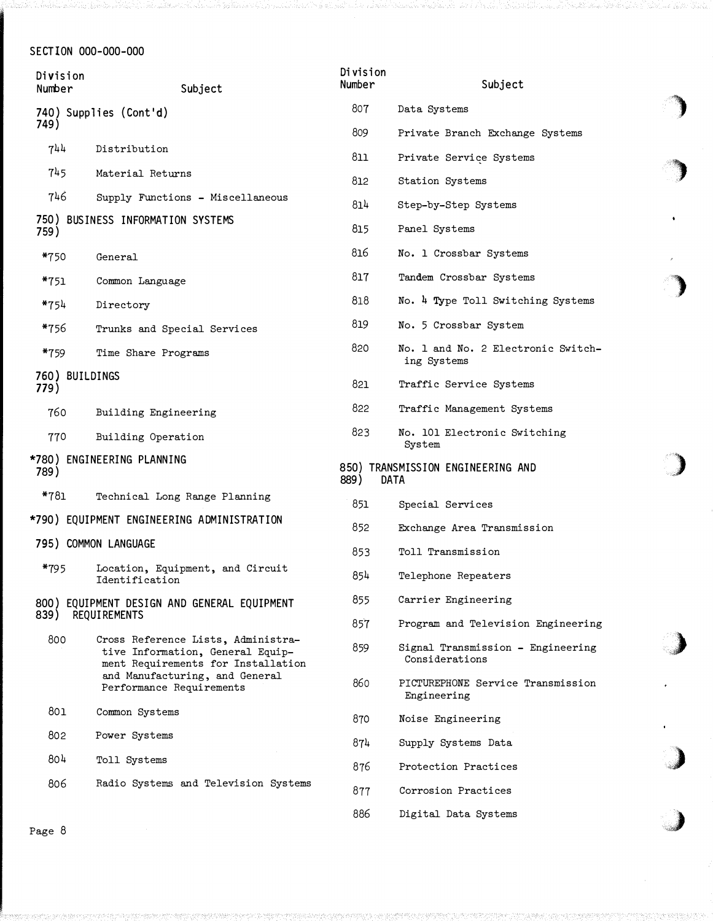SECTION 000-000-000

| Division Number | Subject |
|---|---|
| 740) 749) | Supplies (Cont'd) |
| 744 | Distribution |
| 745 | Material Returns |
| 746 | Supply Functions - Miscellaneous |
| 750) 759) | BUSINESS INFORMATION SYSTEMS |
| *750 | General |
| *751 | Common Language |
| *754 | Directory |
| *756 | Trunks and Special Services |
| *759 | Time Share Programs |
| 760) 779) | BUILDINGS |
| 760 | Building Engineering |
| 770 | Building Operation |
| *780) 789) | ENGINEERING PLANNING |
| *781 | Technical Long Range Planning |
| *790) | EQUIPMENT ENGINEERING ADMINISTRATION |
| 795) | COMMON LANGUAGE |
| *795 | Location, Equipment, and Circuit Identification |
| 800) 839) | EQUIPMENT DESIGN AND GENERAL EQUIPMENT REQUIREMENTS |
| 800 | Cross Reference Lists, Administrative Information, General Equipment Requirements for Installation and Manufacturing, and General Performance Requirements |
| 801 | Common Systems |
| 802 | Power Systems |
| 804 | Toll Systems |
| 806 | Radio Systems and Television Systems |
| 807 | Data Systems |
| 809 | Private Branch Exchange Systems |
| 811 | Private Service Systems |
| 812 | Station Systems |
| 814 | Step-by-Step Systems |
| 815 | Panel Systems |
| 816 | No. 1 Crossbar Systems |
| 817 | Tandem Crossbar Systems |
| 818 | No. 4 Type Toll Switching Systems |
| 819 | No. 5 Crossbar System |
| 820 | No. 1 and No. 2 Electronic Switching Systems |
| 821 | Traffic Service Systems |
| 822 | Traffic Management Systems |
| 823 | No. 101 Electronic Switching System |
| 850) 889) | TRANSMISSION ENGINEERING AND DATA |
| 851 | Special Services |
| 852 | Exchange Area Transmission |
| 853 | Toll Transmission |
| 854 | Telephone Repeaters |
| 855 | Carrier Engineering |
| 857 | Program and Television Engineering |
| 859 | Signal Transmission - Engineering Considerations |
| 860 | PICTUREPHONE Service Transmission Engineering |
| 870 | Noise Engineering |
| 874 | Supply Systems Data |
| 876 | Protection Practices |
| 877 | Corrosion Practices |
| 886 | Digital Data Systems |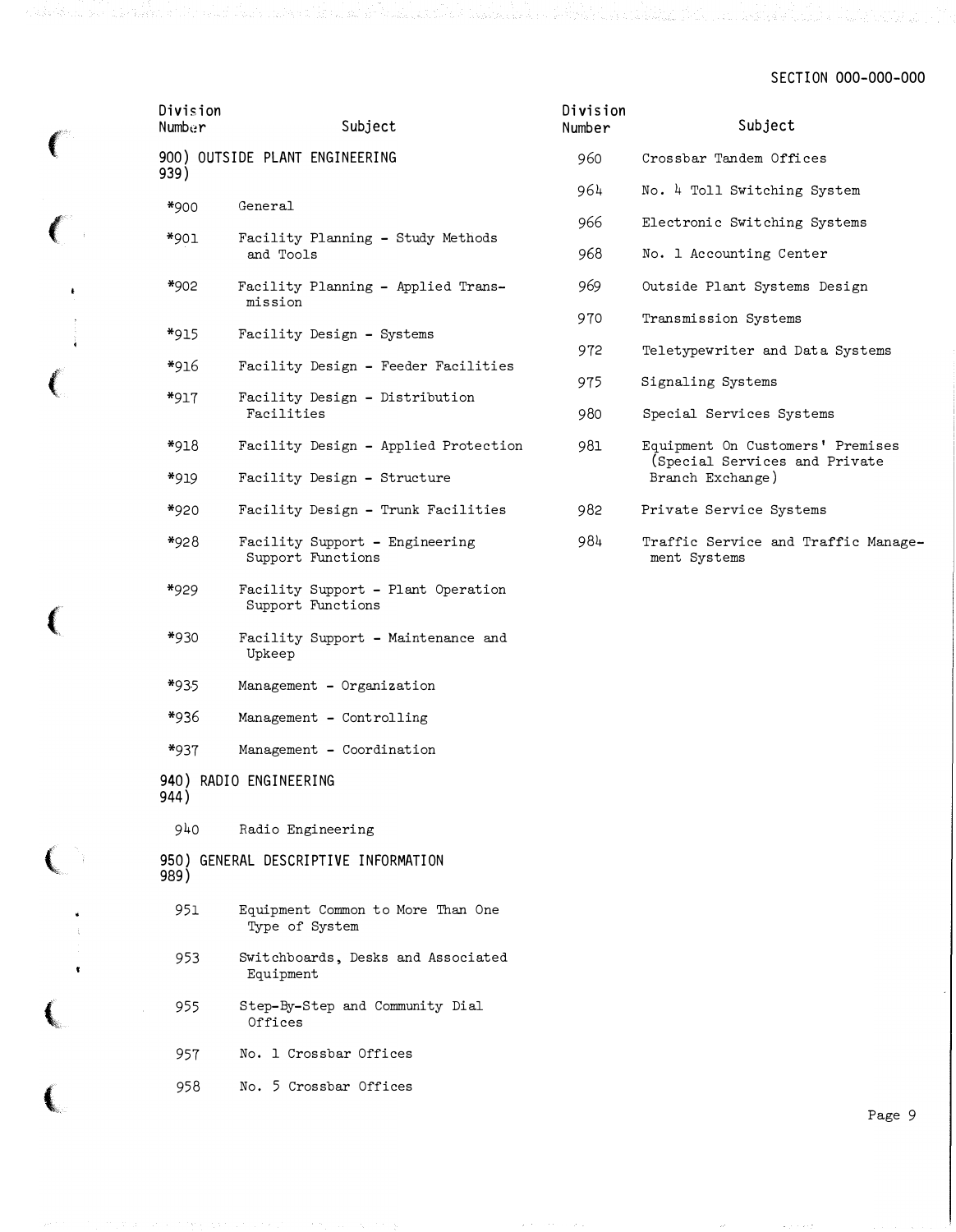| Division Number | Subject |
|---|---|
| 900) 939) | OUTSIDE PLANT ENGINEERING |
| *900 | General |
| *901 | Facility Planning - Study Methods and Tools |
| *902 | Facility Planning - Applied Transmission |
| *915 | Facility Design - Systems |
| *916 | Facility Design - Feeder Facilities |
| *917 | Facility Design - Distribution Facilities |
| *918 | Facility Design - Applied Protection |
| *919 | Facility Design - Structure |
| *920 | Facility Design - Trunk Facilities |
| *928 | Facility Support - Engineering Support Functions |
| *929 | Facility Support - Plant Operation Support Functions |
| *930 | Facility Support - Maintenance and Upkeep |
| *935 | Management - Organization |
| *936 | Management - Controlling |
| *937 | Management - Coordination |
| 940) 944) | RADIO ENGINEERING |
| 940 | Radio Engineering |
| 950) 989) | GENERAL DESCRIPTIVE INFORMATION |
| 951 | Equipment Common to More Than One Type of System |
| 953 | Switchboards, Desks and Associated Equipment |
| 955 | Step-By-Step and Community Dial Offices |
| 957 | No. 1 Crossbar Offices |
| 958 | No. 5 Crossbar Offices |
| 960 | Crossbar Tandem Offices |
| 964 | No. 4 Toll Switching System |
| 966 | Electronic Switching Systems |
| 968 | No. 1 Accounting Center |
| 969 | Outside Plant Systems Design |
| 970 | Transmission Systems |
| 972 | Teletypewriter and Data Systems |
| 975 | Signaling Systems |
| 980 | Special Services Systems |
| 981 | Equipment On Customers' Premises (Special Services and Private Branch Exchange) |
| 982 | Private Service Systems |
| 984 | Traffic Service and Traffic Management Systems |